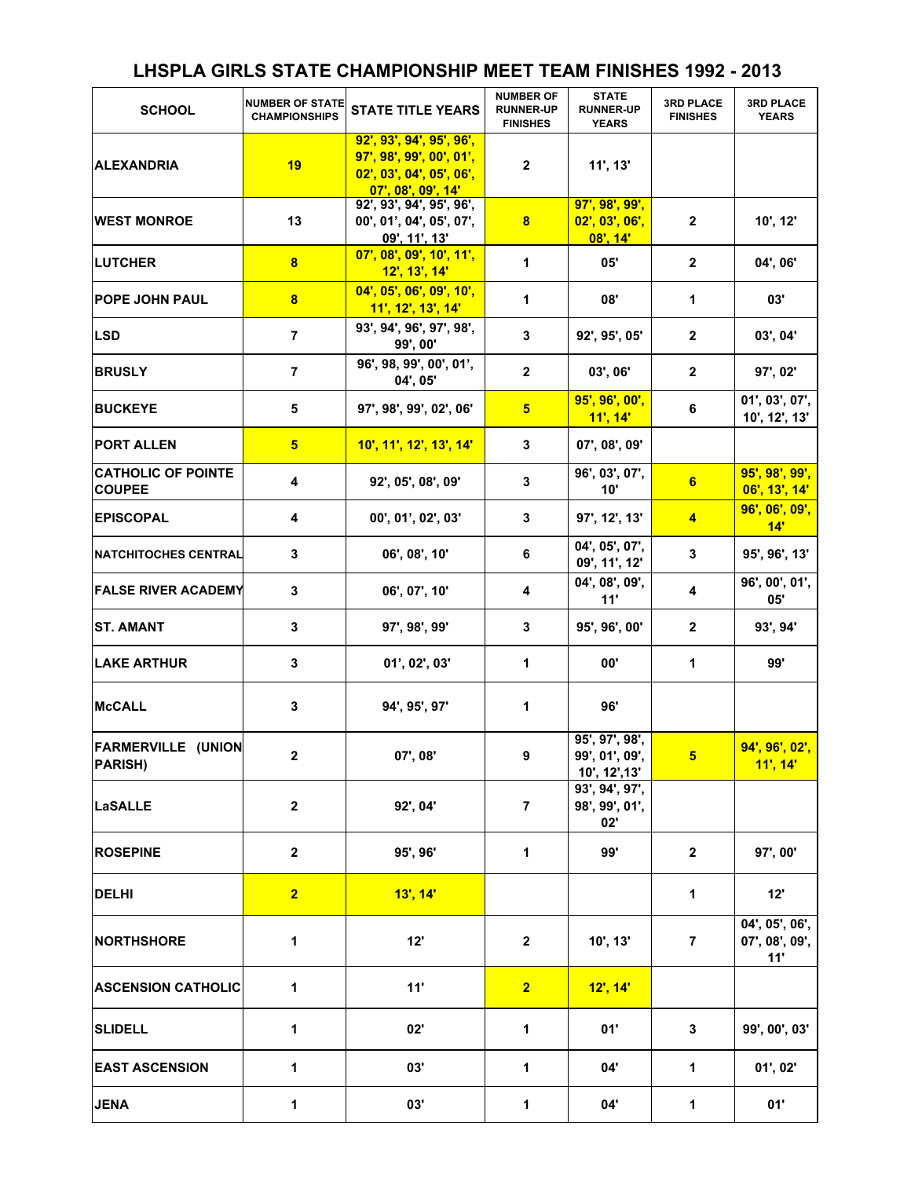# LHSPLA GIRLS STATE CHAMPIONSHIP MEET TEAM FINISHES 1992 - 2013

| SCHOOL | NUMBER OF STATE CHAMPIONSHIPS | STATE TITLE YEARS | NUMBER OF RUNNER-UP FINISHES | STATE RUNNER-UP YEARS | 3RD PLACE FINISHES | 3RD PLACE YEARS |
|---|---|---|---|---|---|---|
| ALEXANDRIA | 19 | 92', 93', 94', 95', 96', 97', 98', 99', 00', 01', 02', 03', 04', 05', 06', 07', 08', 09', 14' | 2 | 11', 13' | | |
| WEST MONROE | 13 | 92', 93', 94', 95', 96', 00', 01', 04', 05', 07', 09', 11', 13' | 8 | 97', 98', 99', 02', 03', 06', 08', 14' | 2 | 10', 12' |
| LUTCHER | 8 | 07', 08', 09', 10', 11', 12', 13', 14' | 1 | 05' | 2 | 04', 06' |
| POPE JOHN PAUL | 8 | 04', 05', 06', 09', 10', 11', 12', 13', 14' | 1 | 08' | 1 | 03' |
| LSD | 7 | 93', 94', 96', 97', 98', 99', 00' | 3 | 92', 95', 05' | 2 | 03', 04' |
| BRUSLY | 7 | 96', 98, 99', 00', 01', 04', 05' | 2 | 03', 06' | 2 | 97', 02' |
| BUCKEYE | 5 | 97', 98', 99', 02', 06' | 5 | 95', 96', 00', 11', 14' | 6 | 01', 03', 07', 10', 12', 13' |
| PORT ALLEN | 5 | 10', 11', 12', 13', 14' | 3 | 07', 08', 09' | | |
| CATHOLIC OF POINTE COUPEE | 4 | 92', 05', 08', 09' | 3 | 96', 03', 07', 10' | 6 | 95', 98', 99', 06', 13', 14' |
| EPISCOPAL | 4 | 00', 01', 02', 03' | 3 | 97', 12', 13' | 4 | 96', 06', 09', 14' |
| NATCHITOCHES CENTRAL | 3 | 06', 08', 10' | 6 | 04', 05', 07', 09', 11', 12' | 3 | 95', 96', 13' |
| FALSE RIVER ACADEMY | 3 | 06', 07', 10' | 4 | 04', 08', 09', 11' | 4 | 96', 00', 01', 05' |
| ST. AMANT | 3 | 97', 98', 99' | 3 | 95', 96', 00' | 2 | 93', 94' |
| LAKE ARTHUR | 3 | 01', 02', 03' | 1 | 00' | 1 | 99' |
| McCALL | 3 | 94', 95', 97' | 1 | 96' | | |
| FARMERVILLE (UNION PARISH) | 2 | 07', 08' | 9 | 95', 97', 98', 99', 01', 09', 10', 12',13' | 5 | 94', 96', 02', 11', 14' |
| LaSALLE | 2 | 92', 04' | 7 | 93', 94', 97', 98', 99', 01', 02' | | |
| ROSEPINE | 2 | 95', 96' | 1 | 99' | 2 | 97', 00' |
| DELHI | 2 | 13', 14' | | | 1 | 12' |
| NORTHSHORE | 1 | 12' | 2 | 10', 13' | 7 | 04', 05', 06', 07', 08', 09', 11' |
| ASCENSION CATHOLIC | 1 | 11' | 2 | 12', 14' | | |
| SLIDELL | 1 | 02' | 1 | 01' | 3 | 99', 00', 03' |
| EAST ASCENSION | 1 | 03' | 1 | 04' | 1 | 01', 02' |
| JENA | 1 | 03' | 1 | 04' | 1 | 01' |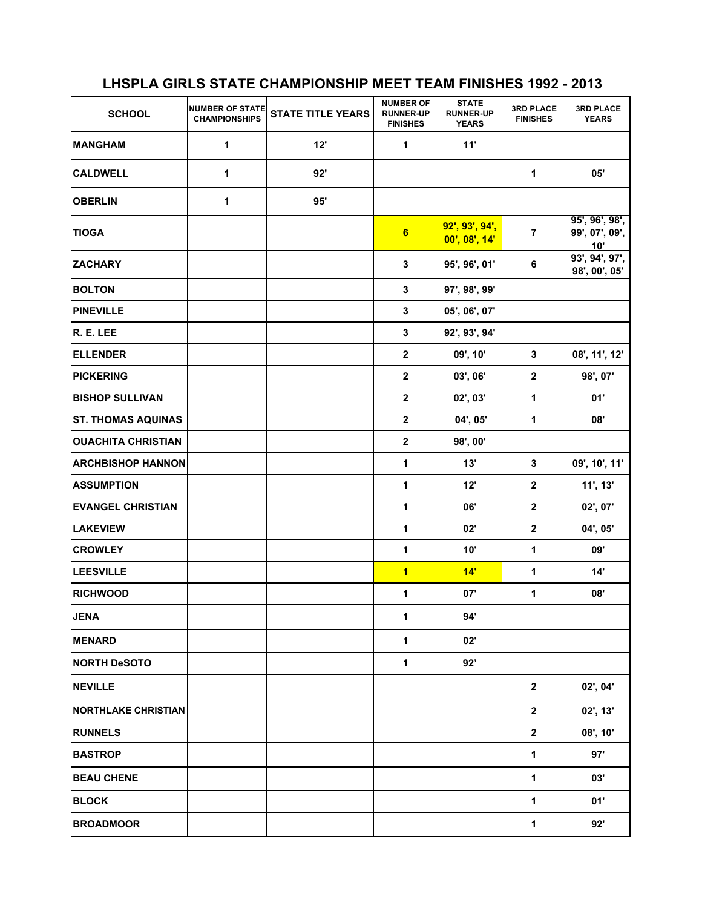## LHSPLA GIRLS STATE CHAMPIONSHIP MEET TEAM FINISHES 1992 - 2013

| SCHOOL | NUMBER OF STATE CHAMPIONSHIPS | STATE TITLE YEARS | NUMBER OF RUNNER-UP FINISHES | STATE RUNNER-UP YEARS | 3RD PLACE FINISHES | 3RD PLACE YEARS |
|---|---|---|---|---|---|---|
| MANGHAM | 1 | 12' | 1 | 11' | | |
| CALDWELL | 1 | 92' | | | 1 | 05' |
| OBERLIN | 1 | 95' | | | | |
| TIOGA | | | 6 | 92', 93', 94', 00', 08', 14' | 7 | 95', 96', 98', 99', 07', 09', 10' |
| ZACHARY | | | 3 | 95', 96', 01' | 6 | 93', 94', 97', 98', 00', 05' |
| BOLTON | | | 3 | 97', 98', 99' | | |
| PINEVILLE | | | 3 | 05', 06', 07' | | |
| R. E. LEE | | | 3 | 92', 93', 94' | | |
| ELLENDER | | | 2 | 09', 10' | 3 | 08', 11', 12' |
| PICKERING | | | 2 | 03', 06' | 2 | 98', 07' |
| BISHOP SULLIVAN | | | 2 | 02', 03' | 1 | 01' |
| ST. THOMAS AQUINAS | | | 2 | 04', 05' | 1 | 08' |
| OUACHITA CHRISTIAN | | | 2 | 98', 00' | | |
| ARCHBISHOP HANNON | | | 1 | 13' | 3 | 09', 10', 11' |
| ASSUMPTION | | | 1 | 12' | 2 | 11', 13' |
| EVANGEL CHRISTIAN | | | 1 | 06' | 2 | 02', 07' |
| LAKEVIEW | | | 1 | 02' | 2 | 04', 05' |
| CROWLEY | | | 1 | 10' | 1 | 09' |
| LEESVILLE | | | 1 | 14' | 1 | 14' |
| RICHWOOD | | | 1 | 07' | 1 | 08' |
| JENA | | | 1 | 94' | | |
| MENARD | | | 1 | 02' | | |
| NORTH DeSOTO | | | 1 | 92' | | |
| NEVILLE | | | | | 2 | 02', 04' |
| NORTHLAKE CHRISTIAN | | | | | 2 | 02', 13' |
| RUNNELS | | | | | 2 | 08', 10' |
| BASTROP | | | | | 1 | 97' |
| BEAU CHENE | | | | | 1 | 03' |
| BLOCK | | | | | 1 | 01' |
| BROADMOOR | | | | | 1 | 92' |